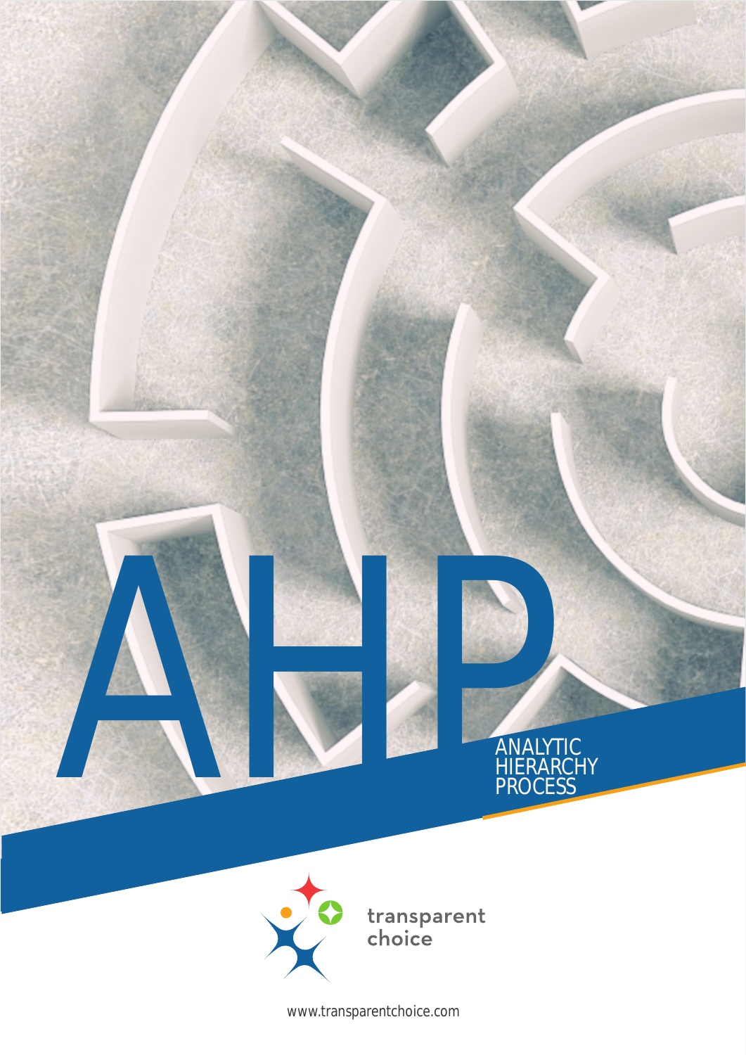# AHP

ANALYTIC HIERARCHY PROCESS

transparent choice

www.transparentchoice.com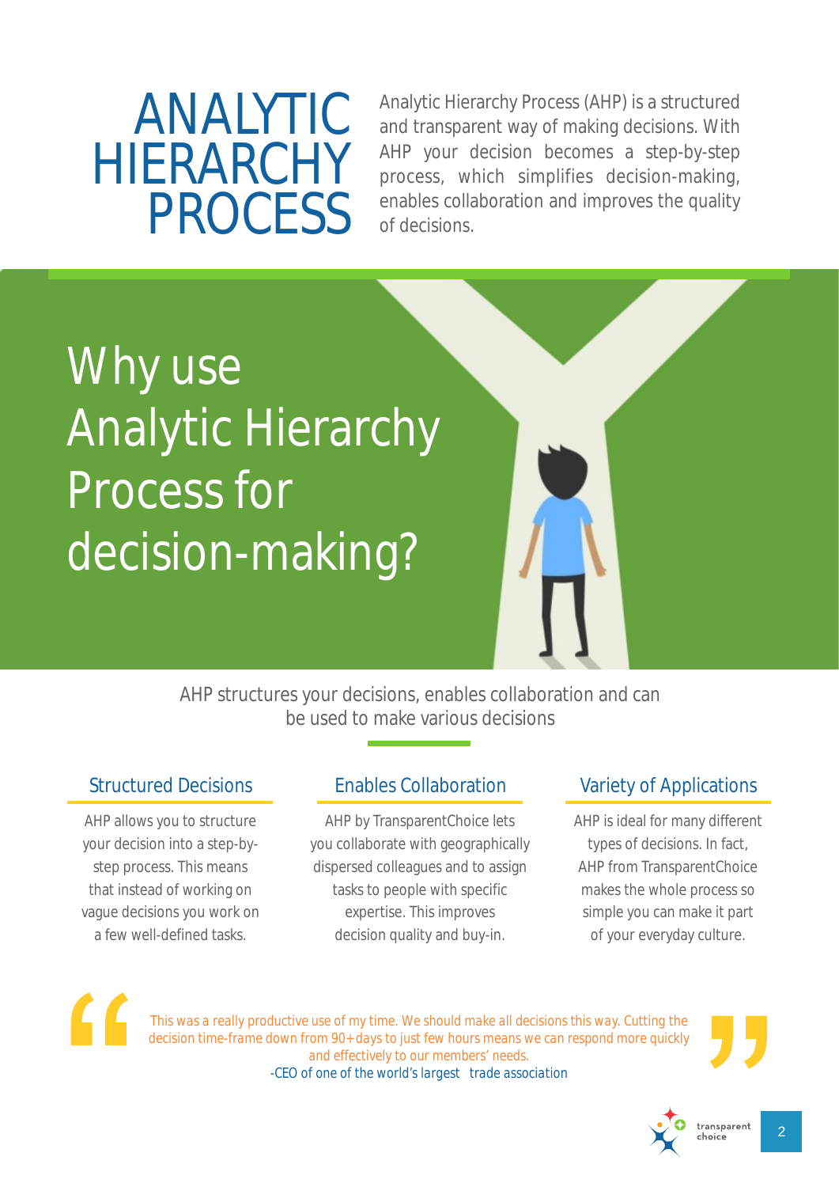# ANALYTIC HIERARCHY PROCESS

Analytic Hierarchy Process (AHP) is a structured and transparent way of making decisions. With AHP your decision becomes a step-by-step process, which simplifies decision-making, enables collaboration and improves the quality of decisions.

## Why use Analytic Hierarchy Process for decision-making?

AHP structures your decisions, enables collaboration and can be used to make various decisions

### Structured Decisions

AHP allows you to structure your decision into a step-by-step process. This means that instead of working on vague decisions you work on a few well-defined tasks.

### Enables Collaboration

AHP by TransparentChoice lets you collaborate with geographically dispersed colleagues and to assign tasks to people with specific expertise. This improves decision quality and buy-in.

### Variety of Applications

AHP is ideal for many different types of decisions. In fact, AHP from TransparentChoice makes the whole process so simple you can make it part of your everyday culture.

> This was a really productive use of my time. We should make all decisions this way. Cutting the decision time-frame down from 90+days to just few hours means we can respond more quickly and effectively to our members' needs.
>
> -CEO of one of the world's largest trade association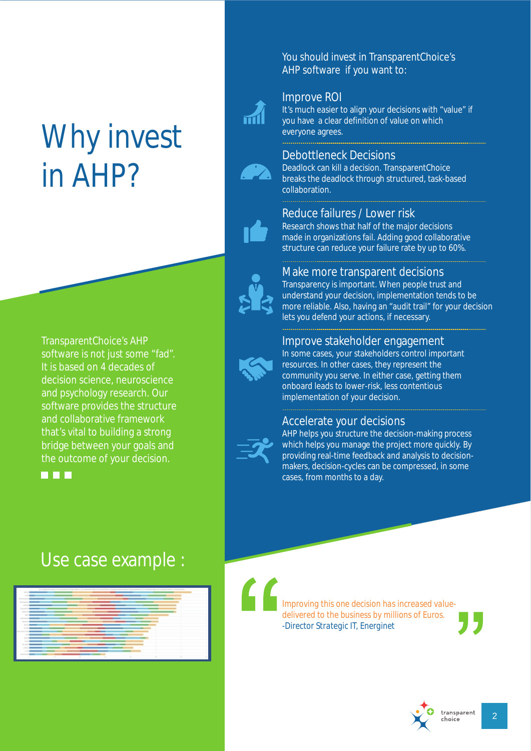# Why invest in AHP?

TransparentChoice's AHP software is not just some "fad". It is based on 4 decades of decision science, neuroscience and psychology research. Our software provides the structure and collaborative framework that's vital to building a strong bridge between your goals and the outcome of your decision.

You should invest in TransparentChoice's AHP software if you want to:

## Improve ROI

It's much easier to align your decisions with "value" if you have a clear definition of value on which everyone agrees.

## Debottleneck Decisions

Deadlock can kill a decision. TransparentChoice breaks the deadlock through structured, task-based collaboration.

## Reduce failures / Lower risk

Research shows that half of the major decisions made in organizations fail. Adding good collaborative structure can reduce your failure rate by up to 60%.

## Make more transparent decisions

Transparency is important. When people trust and understand your decision, implementation tends to be more reliable. Also, having an "audit trail" for your decision lets you defend your actions, if necessary.

## Improve stakeholder engagement

In some cases, your stakeholders control important resources. In other cases, they represent the community you serve. In either case, getting them onboard leads to lower-risk, less contentious implementation of your decision.

## Accelerate your decisions

AHP helps you structure the decision-making process which helps you manage the project more quickly. By providing real-time feedback and analysis to decision-makers, decision-cycles can be compressed, in some cases, from months to a day.

## Use case example :

> Improving this one decision has increased value-delivered to the business by millions of Euros.
> -Director Strategic IT, Energinet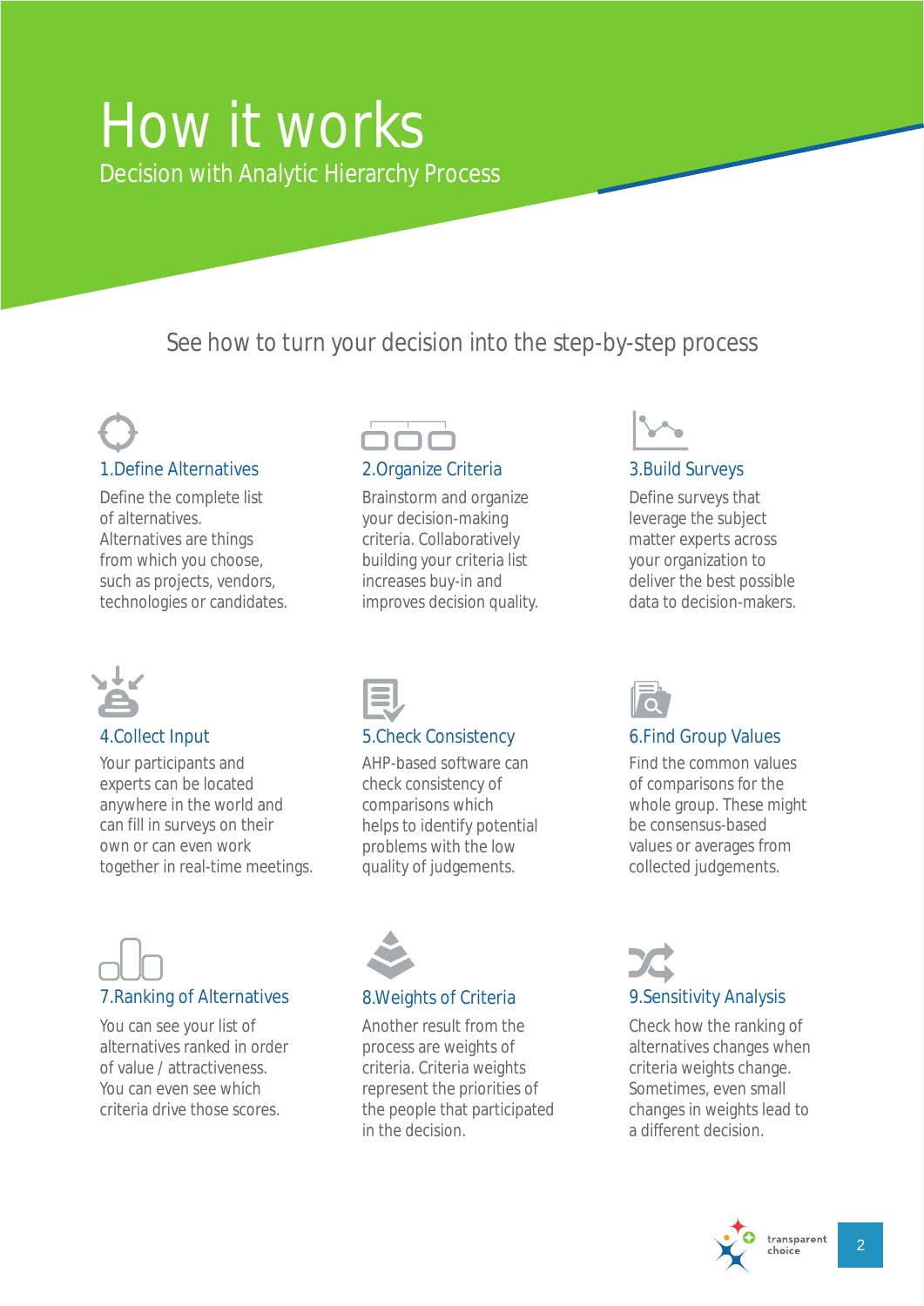# How it works

Decision with Analytic Hierarchy Process

See how to turn your decision into the step-by-step process

### 1.Define Alternatives

Define the complete list of alternatives. Alternatives are things from which you choose, such as projects, vendors, technologies or candidates.

### 2.Organize Criteria

Brainstorm and organize your decision-making criteria. Collaboratively building your criteria list increases buy-in and improves decision quality.

### 3.Build Surveys

Define surveys that leverage the subject matter experts across your organization to deliver the best possible data to decision-makers.

### 4.Collect Input

Your participants and experts can be located anywhere in the world and can fill in surveys on their own or can even work together in real-time meetings.

### 5.Check Consistency

AHP-based software can check consistency of comparisons which helps to identify potential problems with the low quality of judgements.

### 6.Find Group Values

Find the common values of comparisons for the whole group. These might be consensus-based values or averages from collected judgements.

### 7.Ranking of Alternatives

You can see your list of alternatives ranked in order of value / attractiveness. You can even see which criteria drive those scores.

### 8.Weights of Criteria

Another result from the process are weights of criteria. Criteria weights represent the priorities of the people that participated in the decision.

### 9.Sensitivity Analysis

Check how the ranking of alternatives changes when criteria weights change. Sometimes, even small changes in weights lead to a different decision.

transparent choice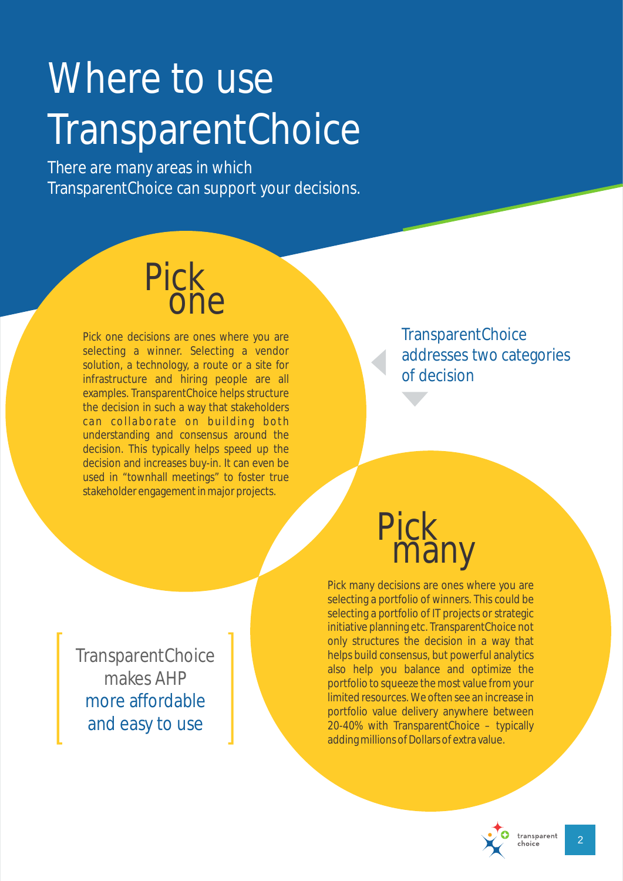# Where to use TransparentChoice

There are many areas in which TransparentChoice can support your decisions.

TransparentChoice addresses two categories of decision

## Pick one

Pick one decisions are ones where you are selecting a winner. Selecting a vendor solution, a technology, a route or a site for infrastructure and hiring people are all examples. TransparentChoice helps structure the decision in such a way that stakeholders can collaborate on building both understanding and consensus around the decision. This typically helps speed up the decision and increases buy-in. It can even be used in "townhall meetings" to foster true stakeholder engagement in major projects.

## Pick many

Pick many decisions are ones where you are selecting a portfolio of winners. This could be selecting a portfolio of IT projects or strategic initiative planning etc. TransparentChoice not only structures the decision in a way that helps build consensus, but powerful analytics also help you balance and optimize the portfolio to squeeze the most value from your limited resources. We often see an increase in portfolio value delivery anywhere between 20-40% with TransparentChoice – typically adding millions of Dollars of extra value.

TransparentChoice makes AHP more affordable and easy to use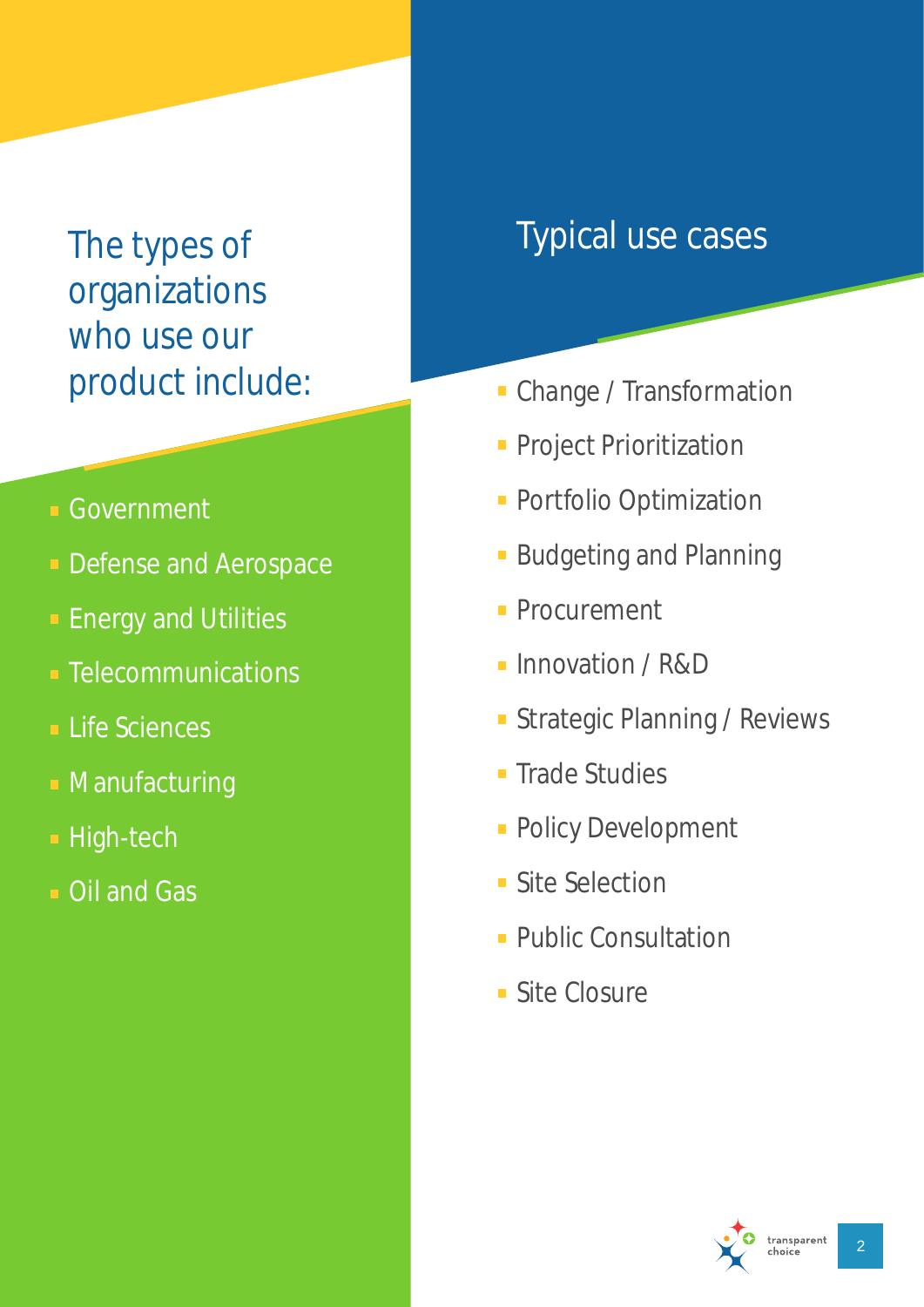## The types of organizations who use our product include:

- Government
- Defense and Aerospace
- Energy and Utilities
- Telecommunications
- Life Sciences
- Manufacturing
- High-tech
- Oil and Gas

## Typical use cases

- Change / Transformation
- Project Prioritization
- Portfolio Optimization
- Budgeting and Planning
- Procurement
- Innovation / R&D
- Strategic Planning / Reviews
- Trade Studies
- Policy Development
- Site Selection
- Public Consultation
- Site Closure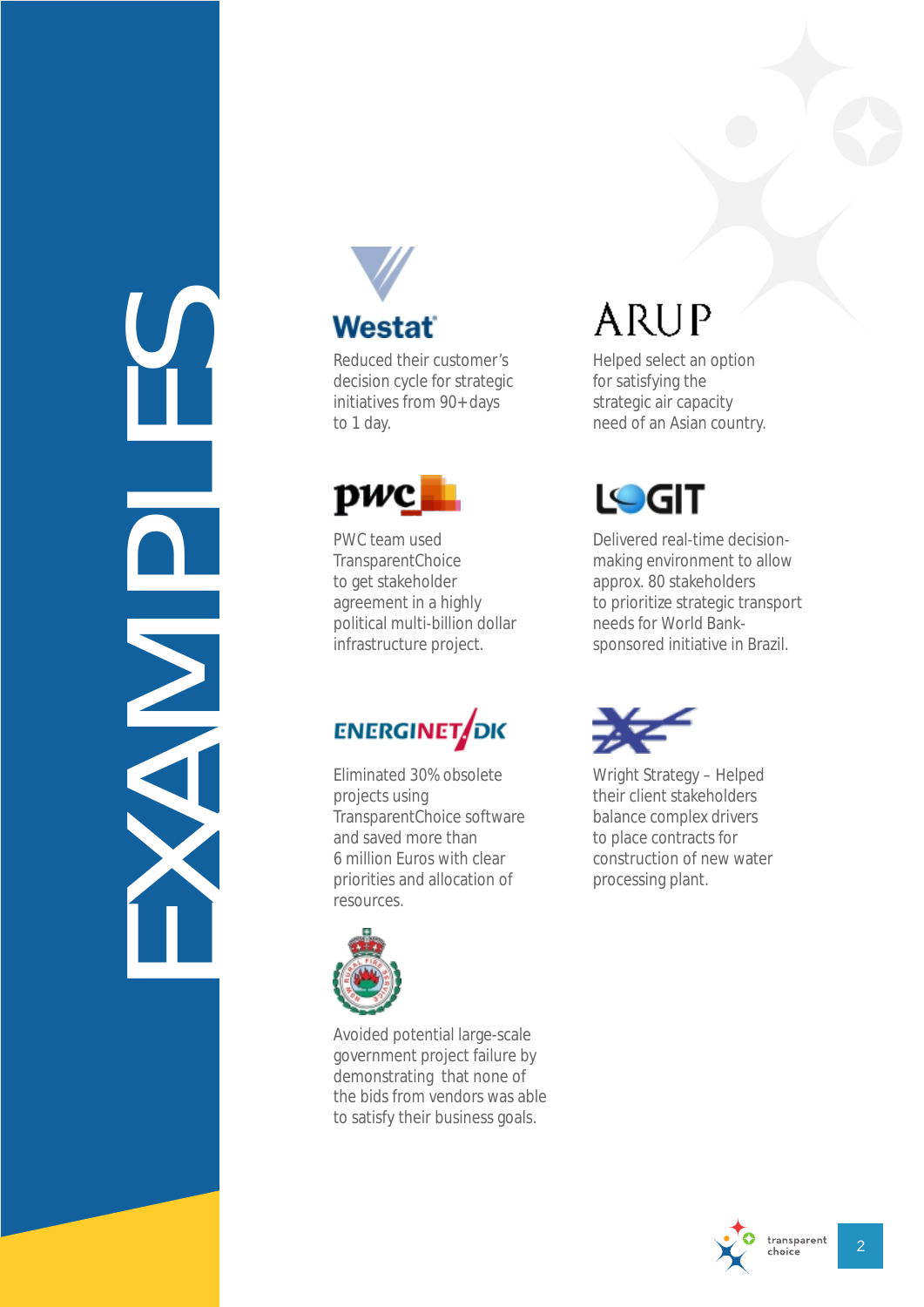# EXAMPLES

## Westat

Reduced their customer's decision cycle for strategic initiatives from 90+ days to 1 day.

## ARUP

Helped select an option for satisfying the strategic air capacity need of an Asian country.

## pwc

PWC team used TransparentChoice to get stakeholder agreement in a highly political multi-billion dollar infrastructure project.

## LOGIT

Delivered real-time decision-making environment to allow approx. 80 stakeholders to prioritize strategic transport needs for World Bank-sponsored initiative in Brazil.

## ENERGINET.DK

Eliminated 30% obsolete projects using TransparentChoice software and saved more than 6 million Euros with clear priorities and allocation of resources.

Wright Strategy – Helped their client stakeholders balance complex drivers to place contracts for construction of new water processing plant.

Avoided potential large-scale government project failure by demonstrating that none of the bids from vendors was able to satisfy their business goals.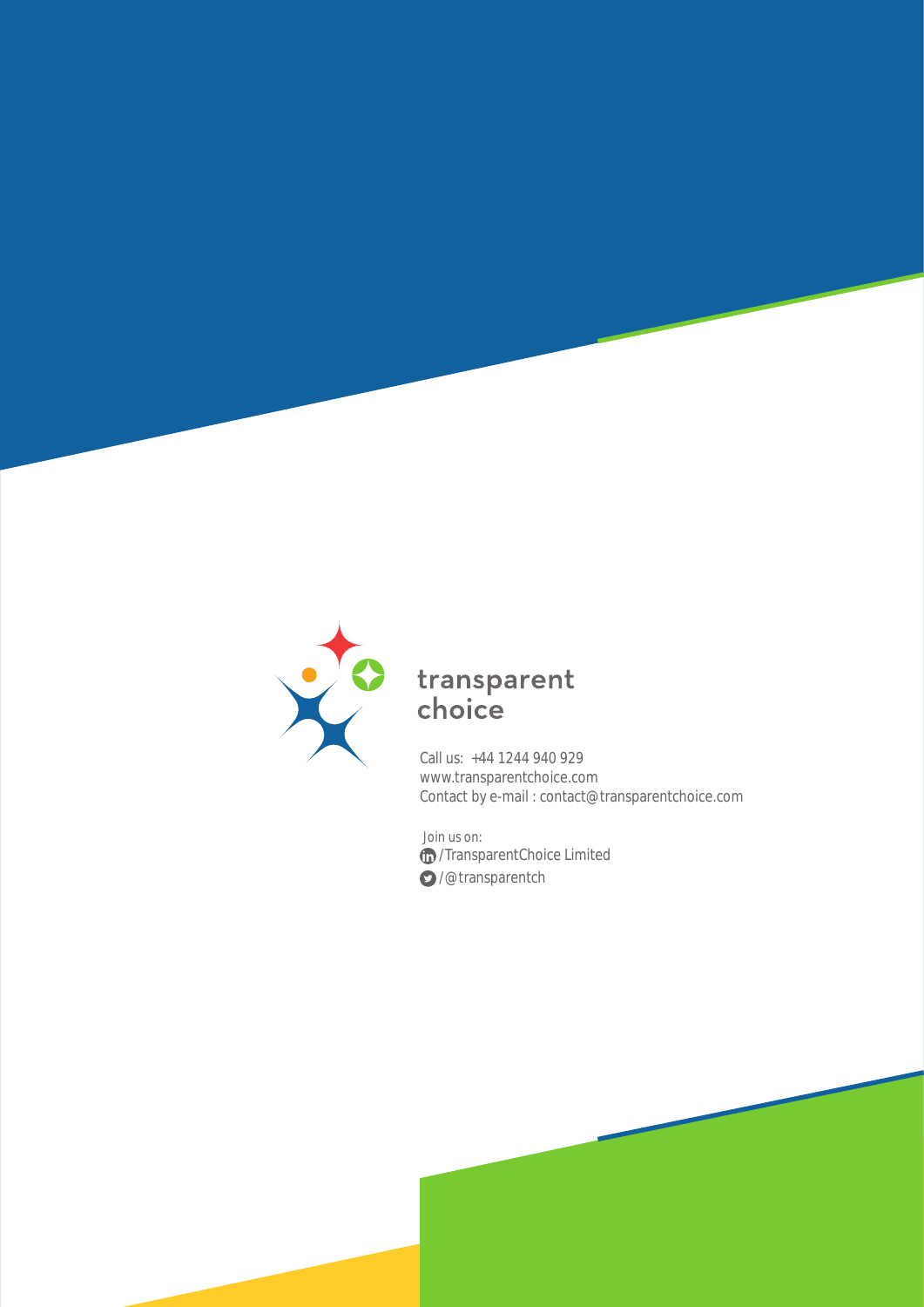transparent
choice

Call us: +44 1244 940 929
www.transparentchoice.com
Contact by e-mail : contact@transparentchoice.com

Join us on:
/TransparentChoice Limited
/@transparentch